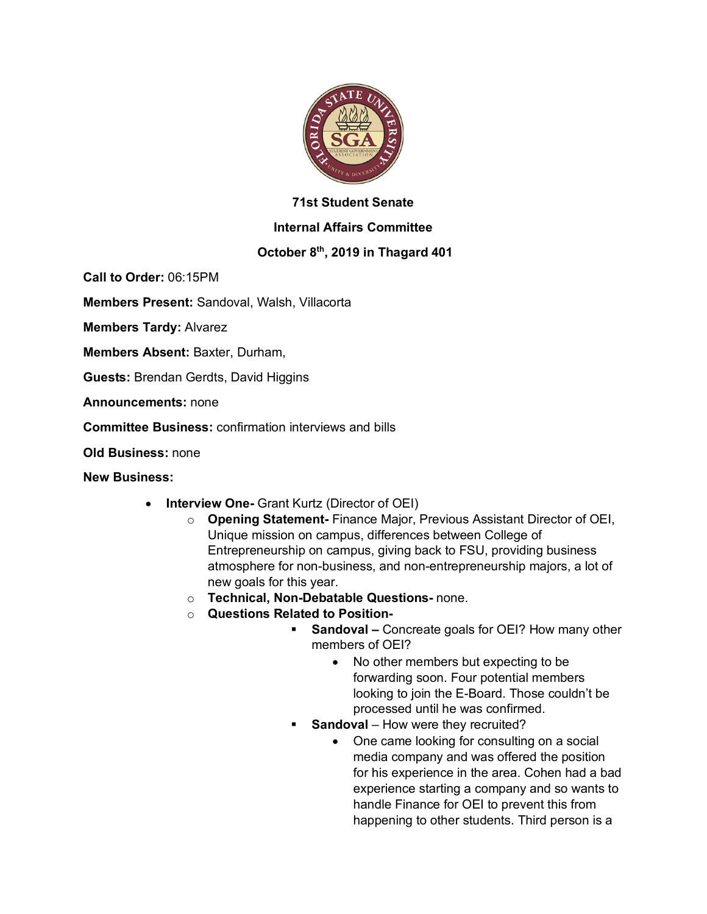**71st Student Senate**

**Internal Affairs Committee**

**October 8th, 2019 in Thagard 401**

**Call to Order:** 06:15PM

**Members Present:** Sandoval, Walsh, Villacorta

**Members Tardy:** Alvarez

**Members Absent:** Baxter, Durham,

**Guests:** Brendan Gerdts, David Higgins

**Announcements:** none

**Committee Business:** confirmation interviews and bills

**Old Business:** none

**New Business:**

- **Interview One-** Grant Kurtz (Director of OEI)
  - **Opening Statement-** Finance Major, Previous Assistant Director of OEI, Unique mission on campus, differences between College of Entrepreneurship on campus, giving back to FSU, providing business atmosphere for non-business, and non-entrepreneurship majors, a lot of new goals for this year.
  - **Technical, Non-Debatable Questions-** none.
  - **Questions Related to Position-**
    - **Sandoval –** Concreate goals for OEI? How many other members of OEI?
      - No other members but expecting to be forwarding soon. Four potential members looking to join the E-Board. Those couldn't be processed until he was confirmed.
    - **Sandoval** – How were they recruited?
      - One came looking for consulting on a social media company and was offered the position for his experience in the area. Cohen had a bad experience starting a company and so wants to handle Finance for OEI to prevent this from happening to other students. Third person is a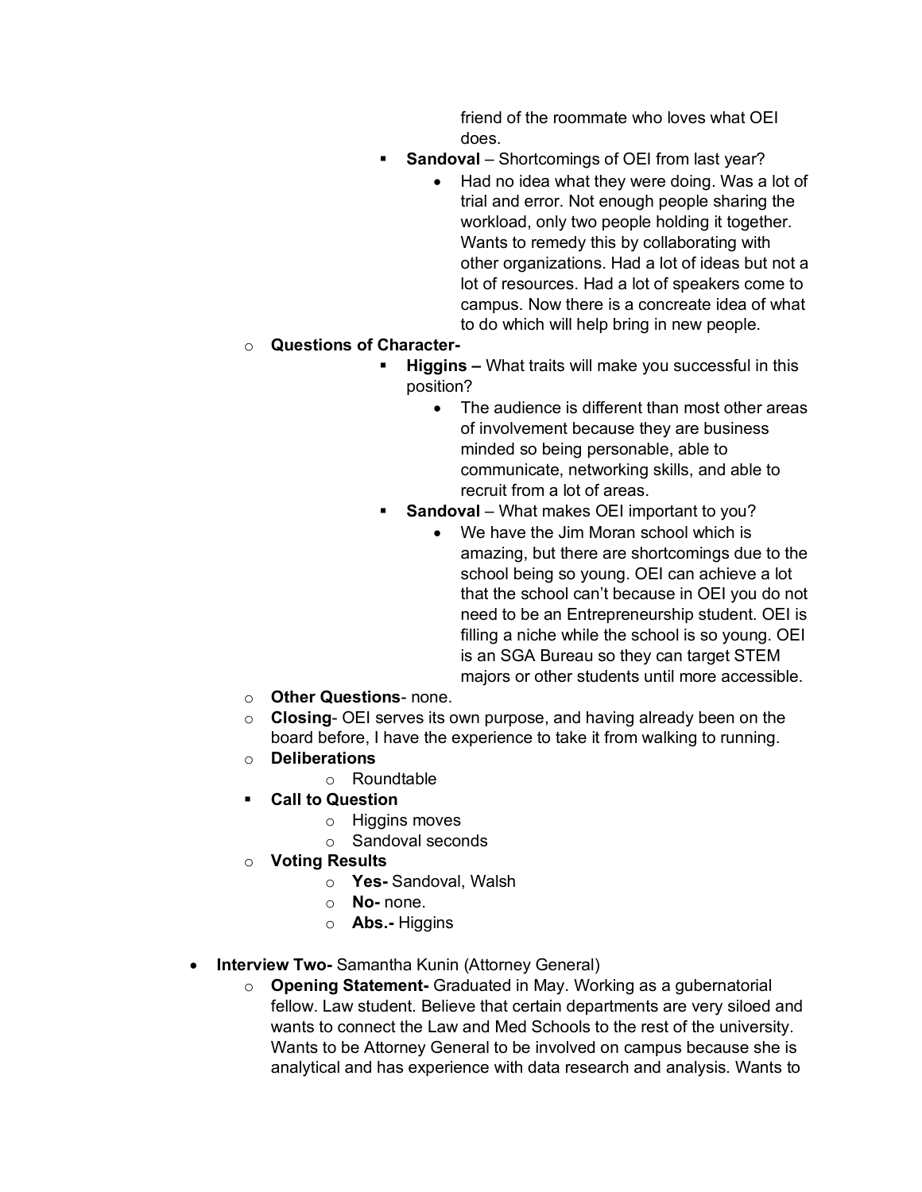- friend of the roommate who loves what OEI does.
    - **Sandoval** – Shortcomings of OEI from last year?
        - Had no idea what they were doing. Was a lot of trial and error. Not enough people sharing the workload, only two people holding it together. Wants to remedy this by collaborating with other organizations. Had a lot of ideas but not a lot of resources. Had a lot of speakers come to campus. Now there is a concreate idea of what to do which will help bring in new people.
- **Questions of Character-**
    - **Higgins –** What traits will make you successful in this position?
        - The audience is different than most other areas of involvement because they are business minded so being personable, able to communicate, networking skills, and able to recruit from a lot of areas.
    - **Sandoval** – What makes OEI important to you?
        - We have the Jim Moran school which is amazing, but there are shortcomings due to the school being so young. OEI can achieve a lot that the school can't because in OEI you do not need to be an Entrepreneurship student. OEI is filling a niche while the school is so young. OEI is an SGA Bureau so they can target STEM majors or other students until more accessible.
- **Other Questions**- none.
- **Closing**- OEI serves its own purpose, and having already been on the board before, I have the experience to take it from walking to running.
- **Deliberations**
    - Roundtable
- **Call to Question**
    - Higgins moves
    - Sandoval seconds
- **Voting Results**
    - **Yes-** Sandoval, Walsh
    - **No-** none.
    - **Abs.-** Higgins

- **Interview Two-** Samantha Kunin (Attorney General)
    - **Opening Statement-** Graduated in May. Working as a gubernatorial fellow. Law student. Believe that certain departments are very siloed and wants to connect the Law and Med Schools to the rest of the university. Wants to be Attorney General to be involved on campus because she is analytical and has experience with data research and analysis. Wants to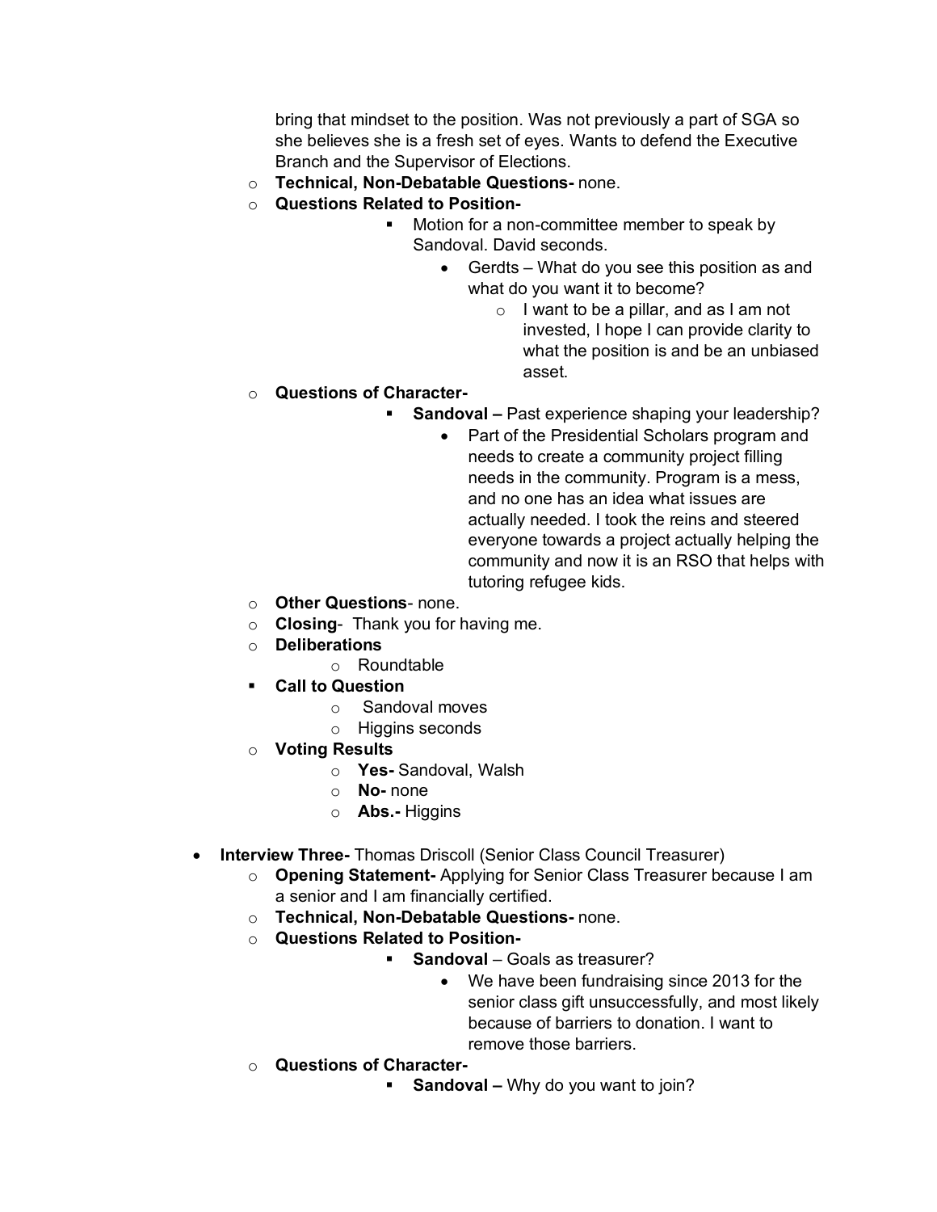bring that mindset to the position. Was not previously a part of SGA so she believes she is a fresh set of eyes. Wants to defend the Executive Branch and the Supervisor of Elections.

- **Technical, Non-Debatable Questions-** none.
- **Questions Related to Position-**
  - Motion for a non-committee member to speak by Sandoval. David seconds.
    - Gerdts – What do you see this position as and what do you want it to become?
      - I want to be a pillar, and as I am not invested, I hope I can provide clarity to what the position is and be an unbiased asset.
- **Questions of Character-**
  - **Sandoval –** Past experience shaping your leadership?
    - Part of the Presidential Scholars program and needs to create a community project filling needs in the community. Program is a mess, and no one has an idea what issues are actually needed. I took the reins and steered everyone towards a project actually helping the community and now it is an RSO that helps with tutoring refugee kids.
- **Other Questions**- none.
- **Closing**- Thank you for having me.
- **Deliberations**
  - Roundtable
- **Call to Question**
  - Sandoval moves
  - Higgins seconds
- **Voting Results**
  - **Yes-** Sandoval, Walsh
  - **No-** none
  - **Abs.-** Higgins

- **Interview Three-** Thomas Driscoll (Senior Class Council Treasurer)
  - **Opening Statement-** Applying for Senior Class Treasurer because I am a senior and I am financially certified.
  - **Technical, Non-Debatable Questions-** none.
  - **Questions Related to Position-**
    - **Sandoval** – Goals as treasurer?
      - We have been fundraising since 2013 for the senior class gift unsuccessfully, and most likely because of barriers to donation. I want to remove those barriers.
  - **Questions of Character-**
    - **Sandoval –** Why do you want to join?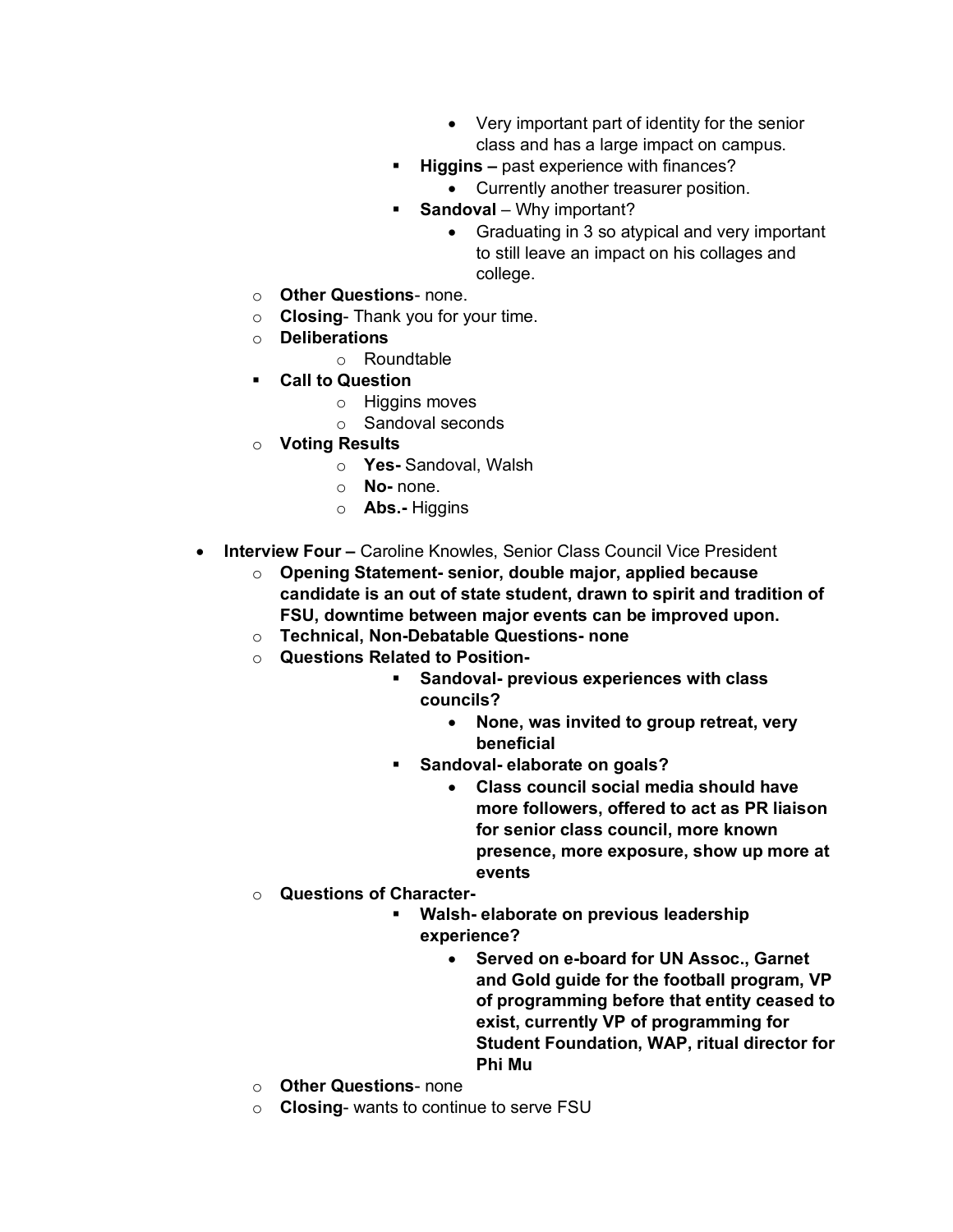- Very important part of identity for the senior class and has a large impact on campus.
      - **Higgins –** past experience with finances?
        - Currently another treasurer position.
      - **Sandoval** – Why important?
        - Graduating in 3 so atypical and very important to still leave an impact on his collages and college.
  - **Other Questions**- none.
  - **Closing**- Thank you for your time.
  - **Deliberations**
    - Roundtable
  - **Call to Question**
    - Higgins moves
    - Sandoval seconds
  - **Voting Results**
    - **Yes-** Sandoval, Walsh
    - **No-** none.
    - **Abs.-** Higgins

- **Interview Four –** Caroline Knowles, Senior Class Council Vice President
  - **Opening Statement- senior, double major, applied because candidate is an out of state student, drawn to spirit and tradition of FSU, downtime between major events can be improved upon.**
  - **Technical, Non-Debatable Questions- none**
  - **Questions Related to Position-**
    - **Sandoval- previous experiences with class councils?**
      - **None, was invited to group retreat, very beneficial**
    - **Sandoval- elaborate on goals?**
      - **Class council social media should have more followers, offered to act as PR liaison for senior class council, more known presence, more exposure, show up more at events**
  - **Questions of Character-**
    - **Walsh- elaborate on previous leadership experience?**
      - **Served on e-board for UN Assoc., Garnet and Gold guide for the football program, VP of programming before that entity ceased to exist, currently VP of programming for Student Foundation, WAP, ritual director for Phi Mu**
  - **Other Questions**- none
  - **Closing**- wants to continue to serve FSU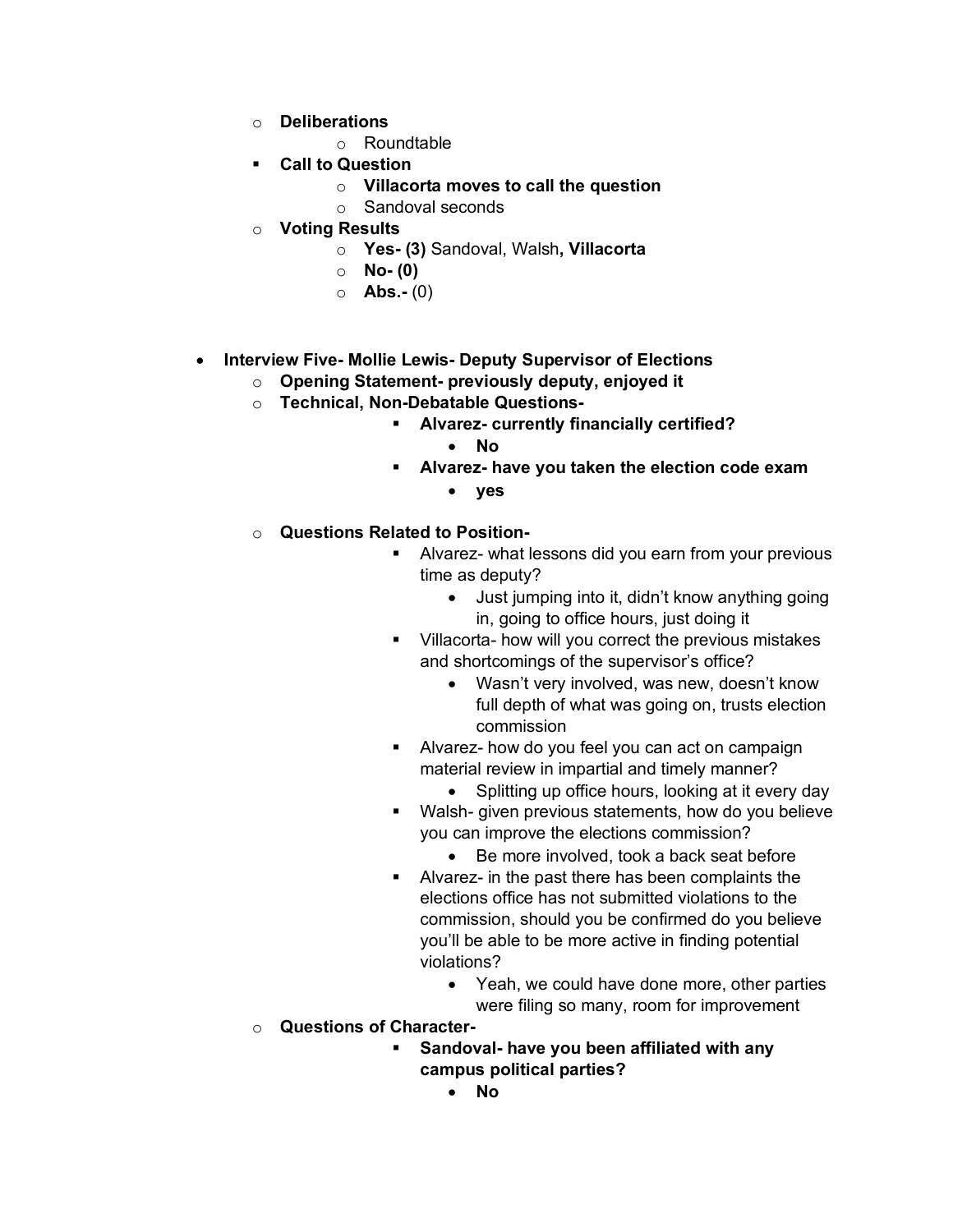- **Deliberations**
  - Roundtable
- **Call to Question**
  - **Villacorta moves to call the question**
  - Sandoval seconds
- **Voting Results**
  - **Yes- (3)** Sandoval, Walsh**, Villacorta**
  - **No- (0)**
  - **Abs.-** (0)

- **Interview Five- Mollie Lewis- Deputy Supervisor of Elections**
  - **Opening Statement- previously deputy, enjoyed it**
  - **Technical, Non-Debatable Questions-**
    - **Alvarez- currently financially certified?**
      - **No**
    - **Alvarez- have you taken the election code exam**
      - **yes**
  - **Questions Related to Position-**
    - Alvarez- what lessons did you earn from your previous time as deputy?
      - Just jumping into it, didn't know anything going in, going to office hours, just doing it
    - Villacorta- how will you correct the previous mistakes and shortcomings of the supervisor's office?
      - Wasn't very involved, was new, doesn't know full depth of what was going on, trusts election commission
    - Alvarez- how do you feel you can act on campaign material review in impartial and timely manner?
      - Splitting up office hours, looking at it every day
    - Walsh- given previous statements, how do you believe you can improve the elections commission?
      - Be more involved, took a back seat before
    - Alvarez- in the past there has been complaints the elections office has not submitted violations to the commission, should you be confirmed do you believe you'll be able to be more active in finding potential violations?
      - Yeah, we could have done more, other parties were filing so many, room for improvement
  - **Questions of Character-**
    - **Sandoval- have you been affiliated with any campus political parties?**
      - **No**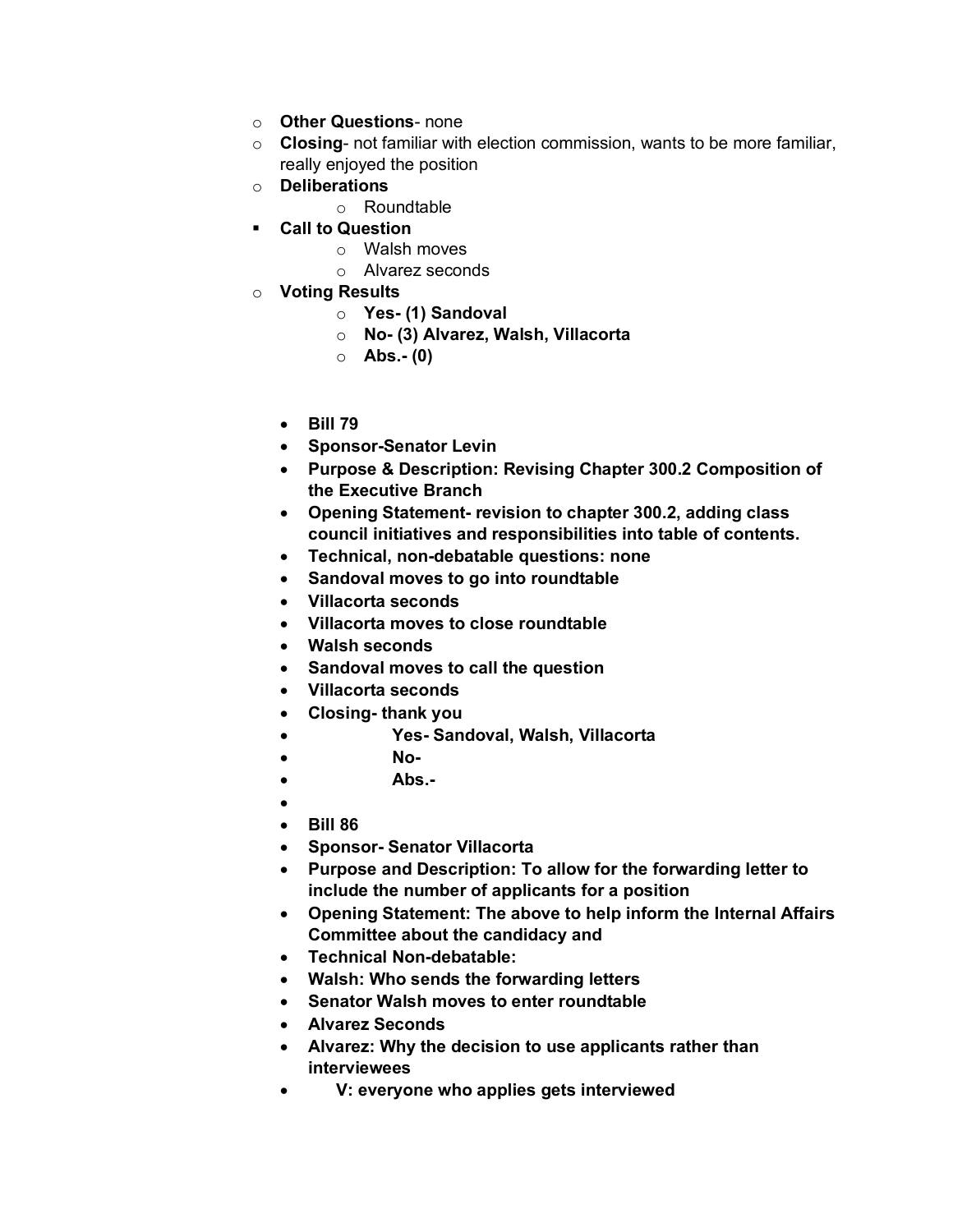- **Other Questions**- none
- **Closing**- not familiar with election commission, wants to be more familiar, really enjoyed the position
- **Deliberations**
    - Roundtable
- **Call to Question**
    - Walsh moves
    - Alvarez seconds
- **Voting Results**
    - **Yes- (1) Sandoval**
    - **No- (3) Alvarez, Walsh, Villacorta**
    - **Abs.- (0)**

- **Bill 79**
- **Sponsor-Senator Levin**
- **Purpose & Description: Revising Chapter 300.2 Composition of the Executive Branch**
- **Opening Statement- revision to chapter 300.2, adding class council initiatives and responsibilities into table of contents.**
- **Technical, non-debatable questions: none**
- **Sandoval moves to go into roundtable**
- **Villacorta seconds**
- **Villacorta moves to close roundtable**
- **Walsh seconds**
- **Sandoval moves to call the question**
- **Villacorta seconds**
- **Closing- thank you**
- **Yes- Sandoval, Walsh, Villacorta**
- **No-**
- **Abs.-**
- 
- **Bill 86**
- **Sponsor- Senator Villacorta**
- **Purpose and Description: To allow for the forwarding letter to include the number of applicants for a position**
- **Opening Statement: The above to help inform the Internal Affairs Committee about the candidacy and**
- **Technical Non-debatable:**
- **Walsh: Who sends the forwarding letters**
- **Senator Walsh moves to enter roundtable**
- **Alvarez Seconds**
- **Alvarez: Why the decision to use applicants rather than interviewees**
- **V: everyone who applies gets interviewed**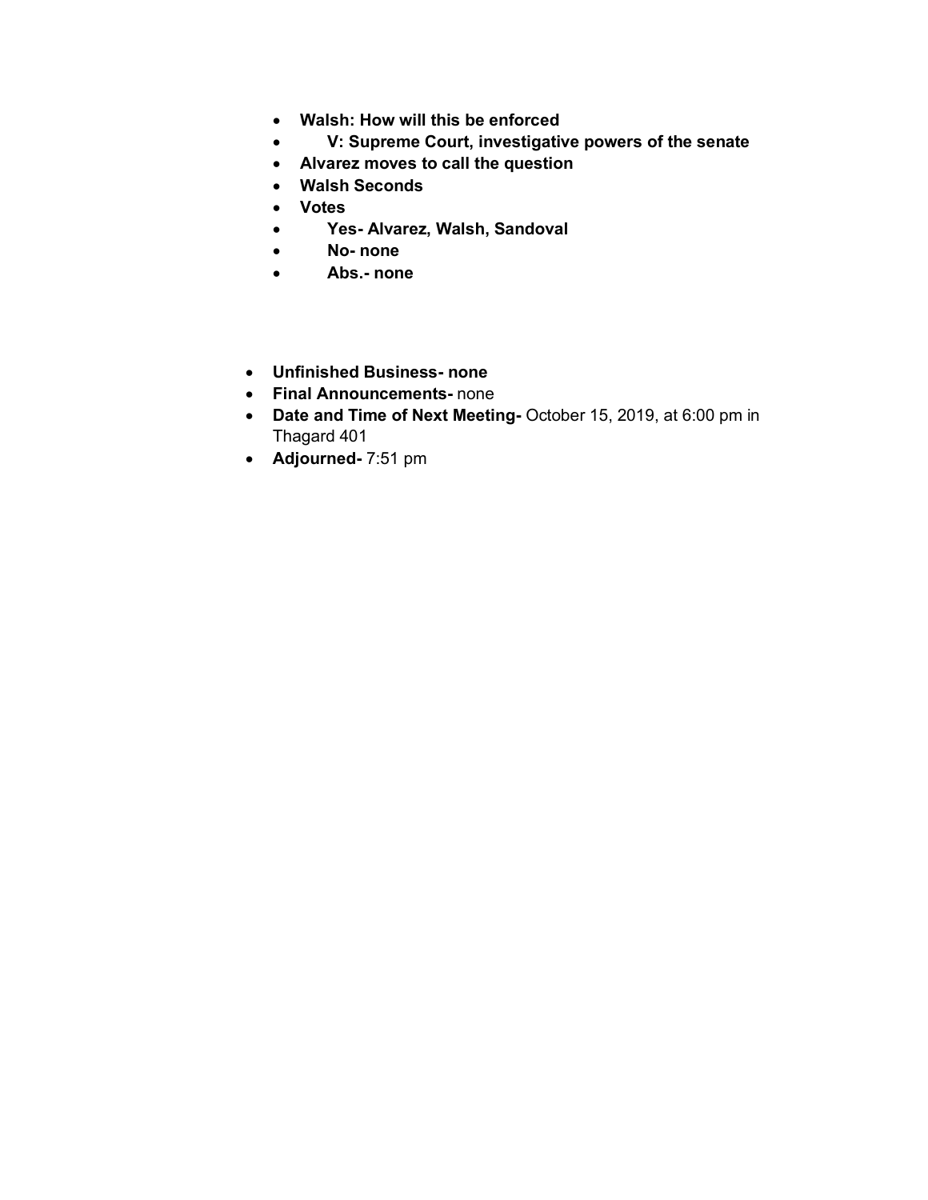- **Walsh: How will this be enforced**
    - **V: Supreme Court, investigative powers of the senate**
- **Alvarez moves to call the question**
- **Walsh Seconds**
- **Votes**
    - **Yes- Alvarez, Walsh, Sandoval**
    - **No- none**
    - **Abs.- none**

- **Unfinished Business- none**
- **Final Announcements-** none
- **Date and Time of Next Meeting-** October 15, 2019, at 6:00 pm in Thagard 401
- **Adjourned-** 7:51 pm